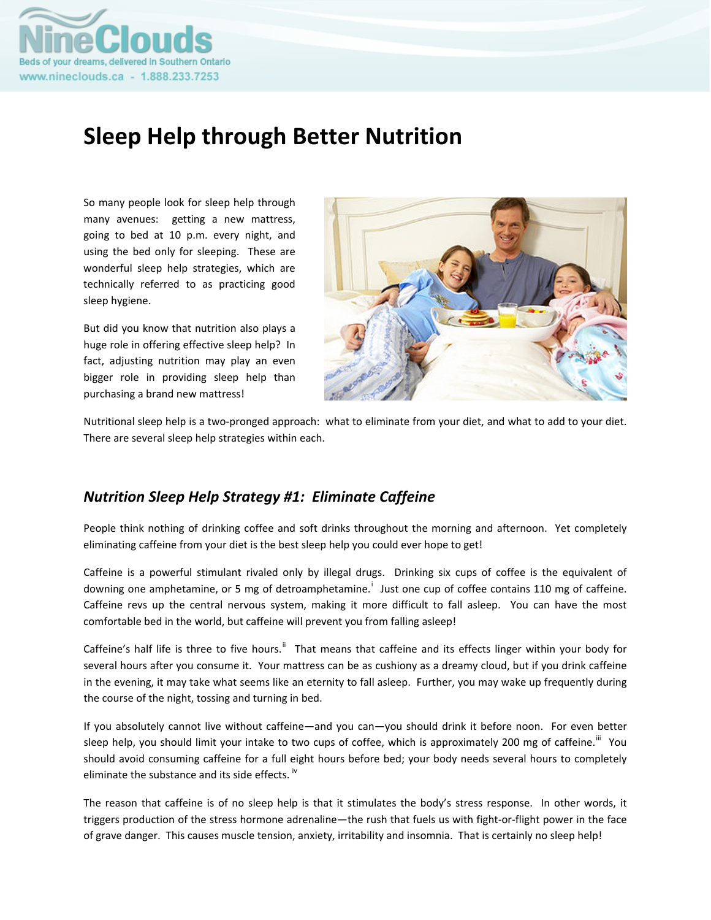# Sleep Help through Better Nutrition

So many people look for sleep help through many avenues: getting a new mattress, going to bed at 10 p.m. every night, and using the bed only for sleeping. These are wonderful sleep help strategies, which are technically referred to as practicing good sleep hygiene.

But did you know that nutrition also plays a huge role in offering effective sleep help? In fact, adjusting nutrition may play an even bigger role in providing sleep help than purchasing a brand new mattress!

Nutritional sleep help is a two-pronged approach: what to eliminate from your diet, and what to add to your diet. There are several sleep help strategies within each.

## *Nutrition Sleep Help Strategy #1: Eliminate Caffeine*

People think nothing of drinking coffee and soft drinks throughout the morning and afternoon. Yet completely eliminating caffeine from your diet is the best sleep help you could ever hope to get!

Caffeine is a powerful stimulant rivaled only by illegal drugs. Drinking six cups of coffee is the equivalent of downing one amphetamine, or 5 mg of detroamphetamine.[i] Just one cup of coffee contains 110 mg of caffeine. Caffeine revs up the central nervous system, making it more difficult to fall asleep. You can have the most comfortable bed in the world, but caffeine will prevent you from falling asleep!

Caffeine's half life is three to five hours.[ii] That means that caffeine and its effects linger within your body for several hours after you consume it. Your mattress can be as cushiony as a dreamy cloud, but if you drink caffeine in the evening, it may take what seems like an eternity to fall asleep. Further, you may wake up frequently during the course of the night, tossing and turning in bed.

If you absolutely cannot live without caffeine—and you can—you should drink it before noon. For even better sleep help, you should limit your intake to two cups of coffee, which is approximately 200 mg of caffeine.[iii] You should avoid consuming caffeine for a full eight hours before bed; your body needs several hours to completely eliminate the substance and its side effects.[iv]

The reason that caffeine is of no sleep help is that it stimulates the body's stress response. In other words, it triggers production of the stress hormone adrenaline—the rush that fuels us with fight-or-flight power in the face of grave danger. This causes muscle tension, anxiety, irritability and insomnia. That is certainly no sleep help!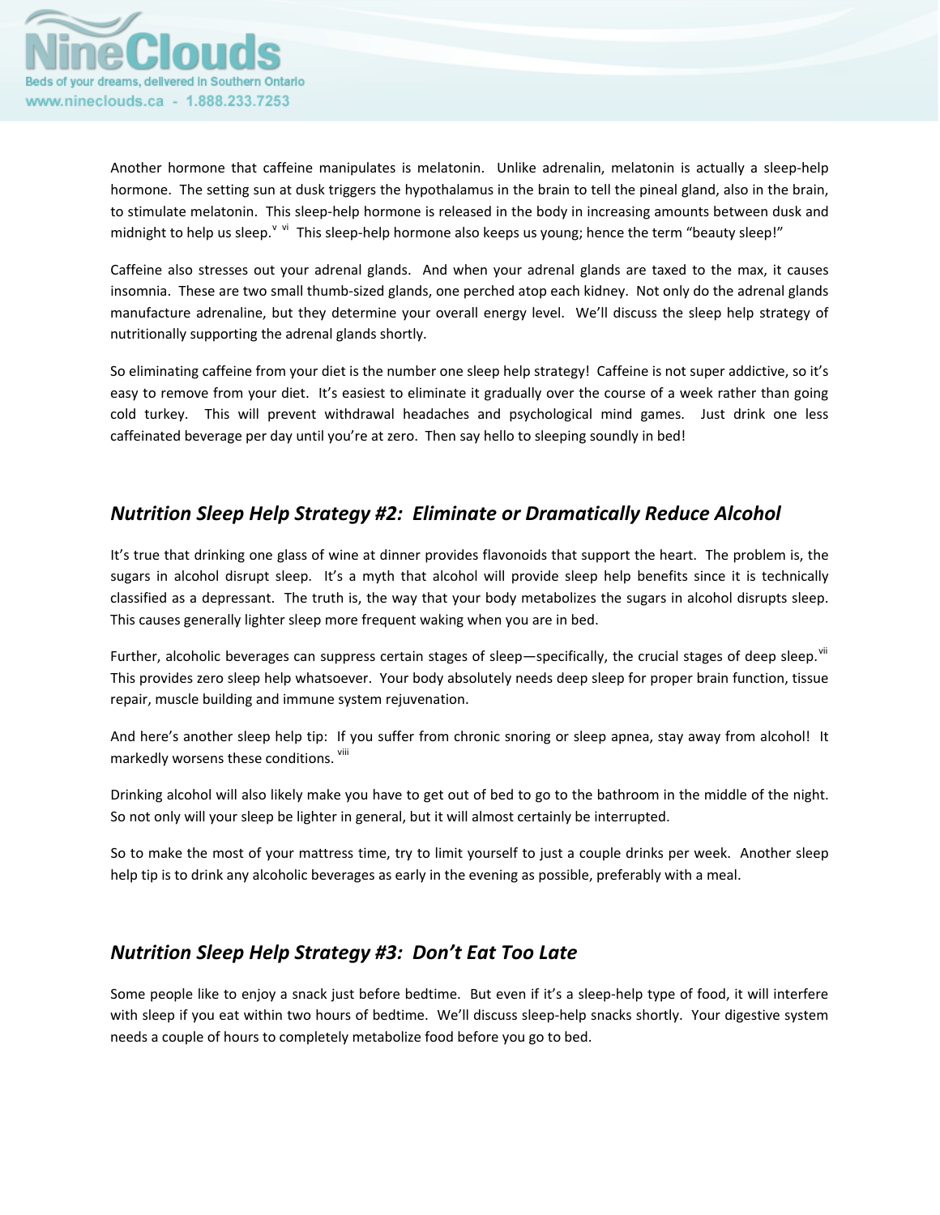Another hormone that caffeine manipulates is melatonin. Unlike adrenalin, melatonin is actually a sleep-help hormone. The setting sun at dusk triggers the hypothalamus in the brain to tell the pineal gland, also in the brain, to stimulate melatonin. This sleep-help hormone is released in the body in increasing amounts between dusk and midnight to help us sleep.[v] [vi] This sleep-help hormone also keeps us young; hence the term "beauty sleep!"

Caffeine also stresses out your adrenal glands. And when your adrenal glands are taxed to the max, it causes insomnia. These are two small thumb-sized glands, one perched atop each kidney. Not only do the adrenal glands manufacture adrenaline, but they determine your overall energy level. We'll discuss the sleep help strategy of nutritionally supporting the adrenal glands shortly.

So eliminating caffeine from your diet is the number one sleep help strategy! Caffeine is not super addictive, so it's easy to remove from your diet. It's easiest to eliminate it gradually over the course of a week rather than going cold turkey. This will prevent withdrawal headaches and psychological mind games. Just drink one less caffeinated beverage per day until you're at zero. Then say hello to sleeping soundly in bed!

## *Nutrition Sleep Help Strategy #2: Eliminate or Dramatically Reduce Alcohol*

It's true that drinking one glass of wine at dinner provides flavonoids that support the heart. The problem is, the sugars in alcohol disrupt sleep. It's a myth that alcohol will provide sleep help benefits since it is technically classified as a depressant. The truth is, the way that your body metabolizes the sugars in alcohol disrupts sleep. This causes generally lighter sleep more frequent waking when you are in bed.

Further, alcoholic beverages can suppress certain stages of sleep—specifically, the crucial stages of deep sleep.[vii] This provides zero sleep help whatsoever. Your body absolutely needs deep sleep for proper brain function, tissue repair, muscle building and immune system rejuvenation.

And here's another sleep help tip: If you suffer from chronic snoring or sleep apnea, stay away from alcohol! It markedly worsens these conditions.[viii]

Drinking alcohol will also likely make you have to get out of bed to go to the bathroom in the middle of the night. So not only will your sleep be lighter in general, but it will almost certainly be interrupted.

So to make the most of your mattress time, try to limit yourself to just a couple drinks per week. Another sleep help tip is to drink any alcoholic beverages as early in the evening as possible, preferably with a meal.

## *Nutrition Sleep Help Strategy #3: Don't Eat Too Late*

Some people like to enjoy a snack just before bedtime. But even if it's a sleep-help type of food, it will interfere with sleep if you eat within two hours of bedtime. We'll discuss sleep-help snacks shortly. Your digestive system needs a couple of hours to completely metabolize food before you go to bed.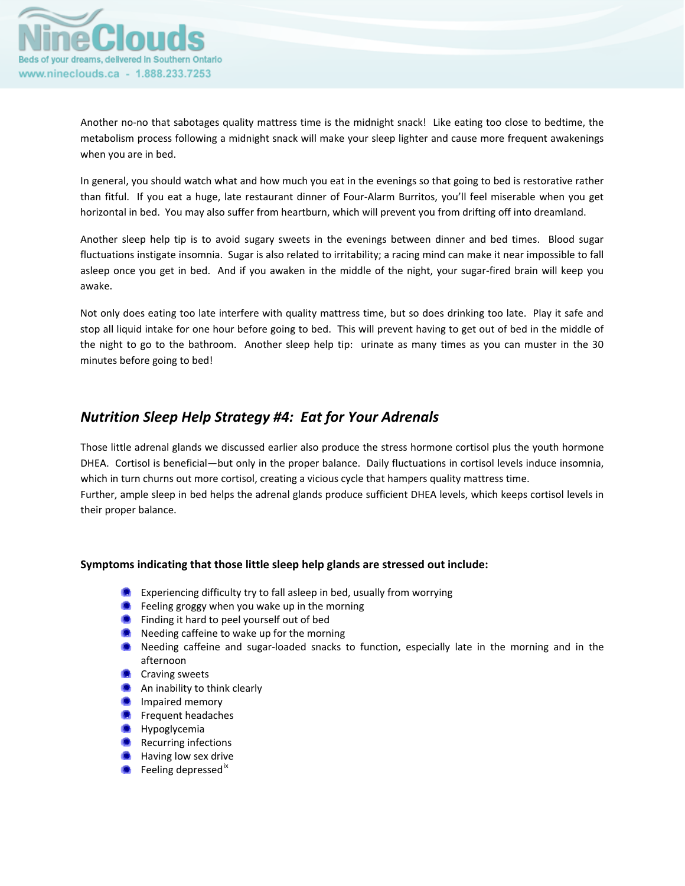Another no-no that sabotages quality mattress time is the midnight snack! Like eating too close to bedtime, the metabolism process following a midnight snack will make your sleep lighter and cause more frequent awakenings when you are in bed.

In general, you should watch what and how much you eat in the evenings so that going to bed is restorative rather than fitful. If you eat a huge, late restaurant dinner of Four-Alarm Burritos, you'll feel miserable when you get horizontal in bed. You may also suffer from heartburn, which will prevent you from drifting off into dreamland.

Another sleep help tip is to avoid sugary sweets in the evenings between dinner and bed times. Blood sugar fluctuations instigate insomnia. Sugar is also related to irritability; a racing mind can make it near impossible to fall asleep once you get in bed. And if you awaken in the middle of the night, your sugar-fired brain will keep you awake.

Not only does eating too late interfere with quality mattress time, but so does drinking too late. Play it safe and stop all liquid intake for one hour before going to bed. This will prevent having to get out of bed in the middle of the night to go to the bathroom. Another sleep help tip: urinate as many times as you can muster in the 30 minutes before going to bed!

## *Nutrition Sleep Help Strategy #4: Eat for Your Adrenals*

Those little adrenal glands we discussed earlier also produce the stress hormone cortisol plus the youth hormone DHEA. Cortisol is beneficial—but only in the proper balance. Daily fluctuations in cortisol levels induce insomnia, which in turn churns out more cortisol, creating a vicious cycle that hampers quality mattress time.
Further, ample sleep in bed helps the adrenal glands produce sufficient DHEA levels, which keeps cortisol levels in their proper balance.

**Symptoms indicating that those little sleep help glands are stressed out include:**

- Experiencing difficulty try to fall asleep in bed, usually from worrying
- Feeling groggy when you wake up in the morning
- Finding it hard to peel yourself out of bed
- Needing caffeine to wake up for the morning
- Needing caffeine and sugar-loaded snacks to function, especially late in the morning and in the afternoon
- Craving sweets
- An inability to think clearly
- Impaired memory
- Frequent headaches
- Hypoglycemia
- Recurring infections
- Having low sex drive
- Feeling depressed[ix]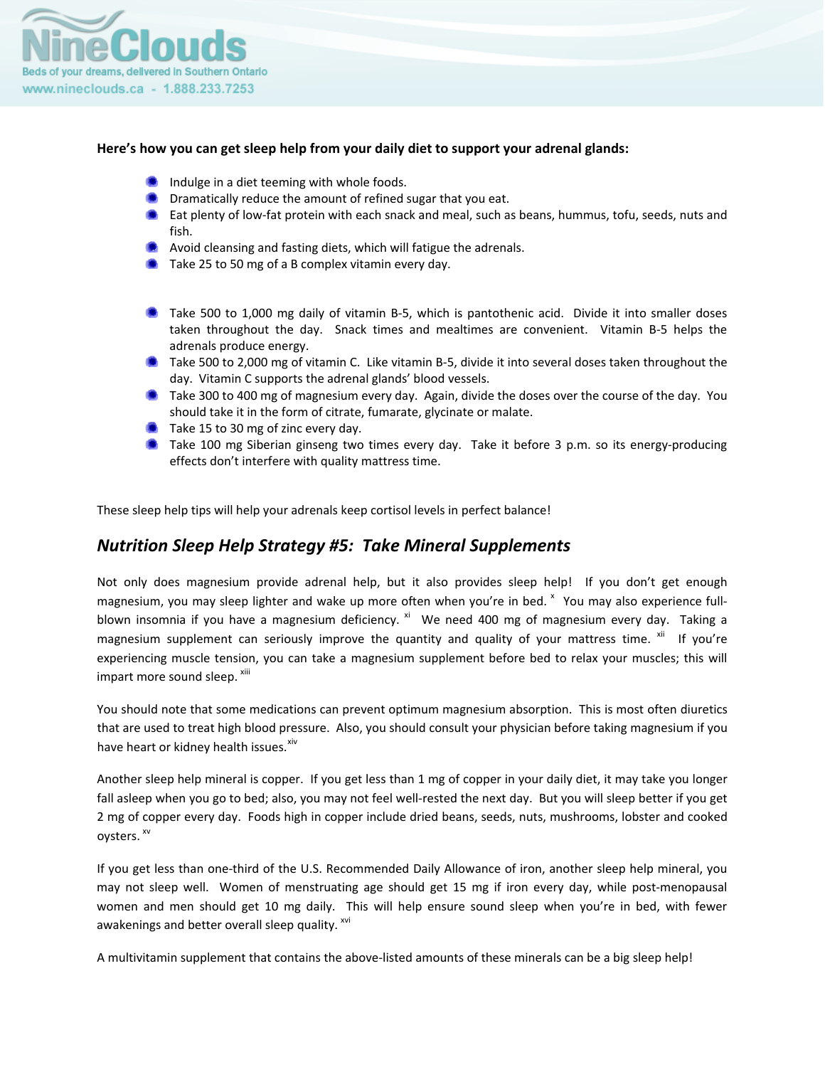**Here's how you can get sleep help from your daily diet to support your adrenal glands:**

- Indulge in a diet teeming with whole foods.
- Dramatically reduce the amount of refined sugar that you eat.
- Eat plenty of low-fat protein with each snack and meal, such as beans, hummus, tofu, seeds, nuts and fish.
- Avoid cleansing and fasting diets, which will fatigue the adrenals.
- Take 25 to 50 mg of a B complex vitamin every day.

- Take 500 to 1,000 mg daily of vitamin B-5, which is pantothenic acid. Divide it into smaller doses taken throughout the day. Snack times and mealtimes are convenient. Vitamin B-5 helps the adrenals produce energy.
- Take 500 to 2,000 mg of vitamin C. Like vitamin B-5, divide it into several doses taken throughout the day. Vitamin C supports the adrenal glands' blood vessels.
- Take 300 to 400 mg of magnesium every day. Again, divide the doses over the course of the day. You should take it in the form of citrate, fumarate, glycinate or malate.
- Take 15 to 30 mg of zinc every day.
- Take 100 mg Siberian ginseng two times every day. Take it before 3 p.m. so its energy-producing effects don't interfere with quality mattress time.

These sleep help tips will help your adrenals keep cortisol levels in perfect balance!

## *Nutrition Sleep Help Strategy #5: Take Mineral Supplements*

Not only does magnesium provide adrenal help, but it also provides sleep help! If you don't get enough magnesium, you may sleep lighter and wake up more often when you're in bed. [x] You may also experience full-blown insomnia if you have a magnesium deficiency. [xi] We need 400 mg of magnesium every day. Taking a magnesium supplement can seriously improve the quantity and quality of your mattress time. [xii] If you're experiencing muscle tension, you can take a magnesium supplement before bed to relax your muscles; this will impart more sound sleep. [xiii]

You should note that some medications can prevent optimum magnesium absorption. This is most often diuretics that are used to treat high blood pressure. Also, you should consult your physician before taking magnesium if you have heart or kidney health issues. [xiv]

Another sleep help mineral is copper. If you get less than 1 mg of copper in your daily diet, it may take you longer fall asleep when you go to bed; also, you may not feel well-rested the next day. But you will sleep better if you get 2 mg of copper every day. Foods high in copper include dried beans, seeds, nuts, mushrooms, lobster and cooked oysters. [xv]

If you get less than one-third of the U.S. Recommended Daily Allowance of iron, another sleep help mineral, you may not sleep well. Women of menstruating age should get 15 mg if iron every day, while post-menopausal women and men should get 10 mg daily. This will help ensure sound sleep when you're in bed, with fewer awakenings and better overall sleep quality. [xvi]

A multivitamin supplement that contains the above-listed amounts of these minerals can be a big sleep help!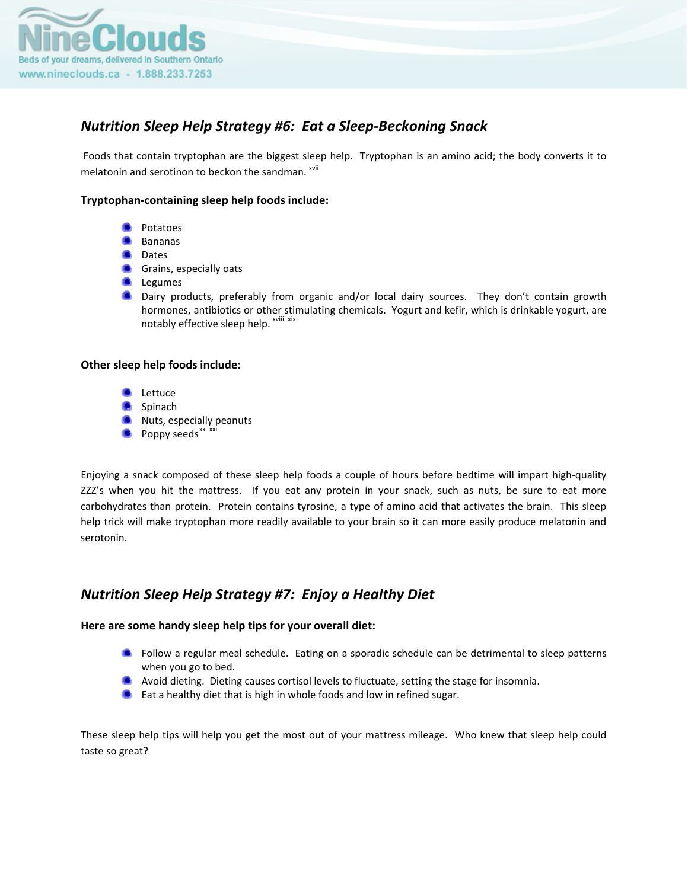## *Nutrition Sleep Help Strategy #6: Eat a Sleep-Beckoning Snack*

Foods that contain tryptophan are the biggest sleep help. Tryptophan is an amino acid; the body converts it to melatonin and serotinon to beckon the sandman.[xvii]

**Tryptophan-containing sleep help foods include:**

- Potatoes
- Bananas
- Dates
- Grains, especially oats
- Legumes
- Dairy products, preferably from organic and/or local dairy sources. They don't contain growth hormones, antibiotics or other stimulating chemicals. Yogurt and kefir, which is drinkable yogurt, are notably effective sleep help.[xviii] [xix]

**Other sleep help foods include:**

- Lettuce
- Spinach
- Nuts, especially peanuts
- Poppy seeds[xx] [xxi]

Enjoying a snack composed of these sleep help foods a couple of hours before bedtime will impart high-quality ZZZ's when you hit the mattress. If you eat any protein in your snack, such as nuts, be sure to eat more carbohydrates than protein. Protein contains tyrosine, a type of amino acid that activates the brain. This sleep help trick will make tryptophan more readily available to your brain so it can more easily produce melatonin and serotonin.

## *Nutrition Sleep Help Strategy #7: Enjoy a Healthy Diet*

**Here are some handy sleep help tips for your overall diet:**

- Follow a regular meal schedule. Eating on a sporadic schedule can be detrimental to sleep patterns when you go to bed.
- Avoid dieting. Dieting causes cortisol levels to fluctuate, setting the stage for insomnia.
- Eat a healthy diet that is high in whole foods and low in refined sugar.

These sleep help tips will help you get the most out of your mattress mileage. Who knew that sleep help could taste so great?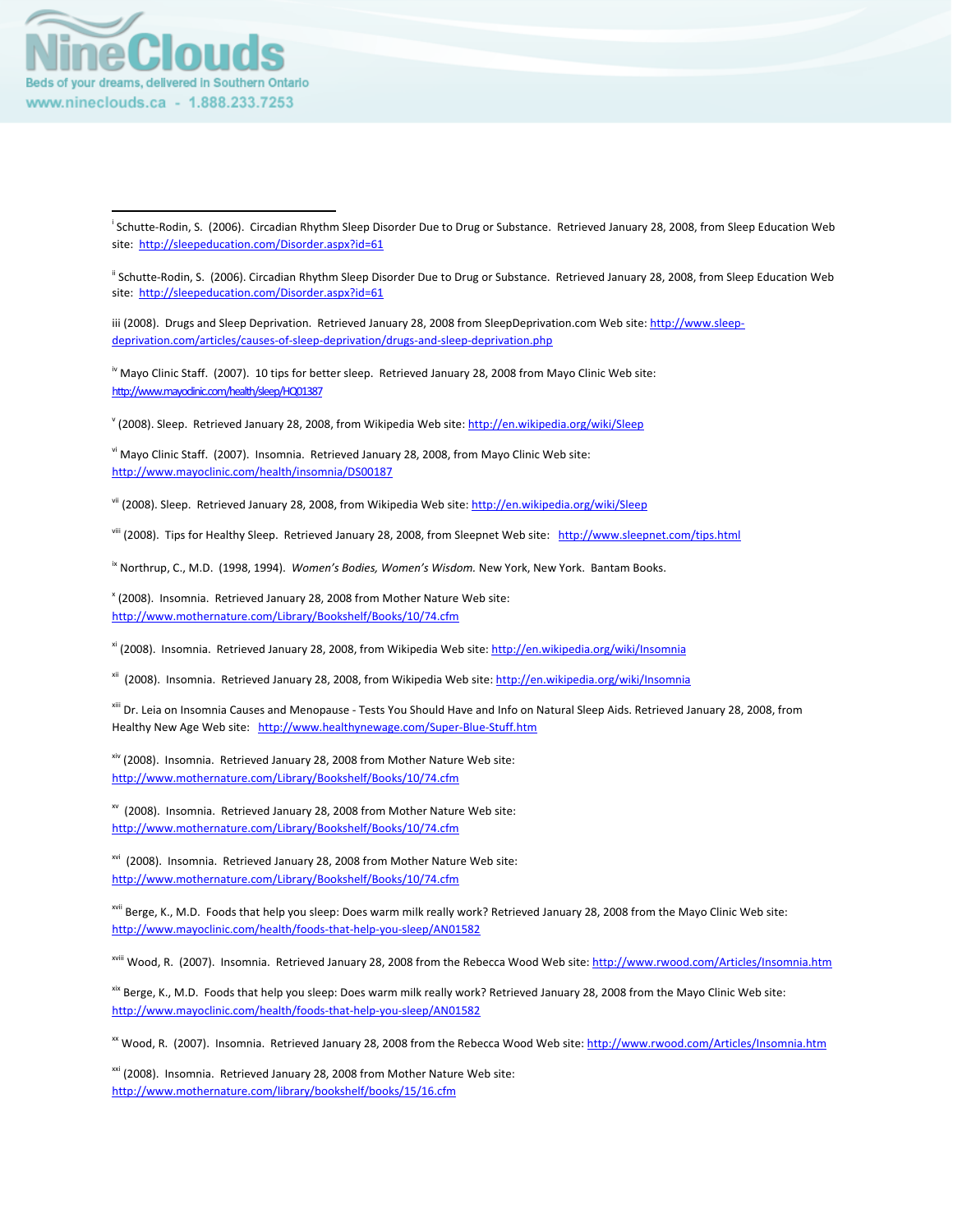[i] Schutte-Rodin, S. (2006). Circadian Rhythm Sleep Disorder Due to Drug or Substance. Retrieved January 28, 2008, from Sleep Education Web site: http://sleepeducation.com/Disorder.aspx?id=61

[ii] Schutte-Rodin, S. (2006). Circadian Rhythm Sleep Disorder Due to Drug or Substance. Retrieved January 28, 2008, from Sleep Education Web site: http://sleepeducation.com/Disorder.aspx?id=61

iii (2008). Drugs and Sleep Deprivation. Retrieved January 28, 2008 from SleepDeprivation.com Web site: http://www.sleep-deprivation.com/articles/causes-of-sleep-deprivation/drugs-and-sleep-deprivation.php

[iv] Mayo Clinic Staff. (2007). 10 tips for better sleep. Retrieved January 28, 2008 from Mayo Clinic Web site: http://www.mayoclinic.com/health/sleep/HQ01387

[v] (2008). Sleep. Retrieved January 28, 2008, from Wikipedia Web site: http://en.wikipedia.org/wiki/Sleep

[vi] Mayo Clinic Staff. (2007). Insomnia. Retrieved January 28, 2008, from Mayo Clinic Web site: http://www.mayoclinic.com/health/insomnia/DS00187

[vii] (2008). Sleep. Retrieved January 28, 2008, from Wikipedia Web site: http://en.wikipedia.org/wiki/Sleep

[viii] (2008). Tips for Healthy Sleep. Retrieved January 28, 2008, from Sleepnet Web site: http://www.sleepnet.com/tips.html

[ix] Northrup, C., M.D. (1998, 1994). *Women's Bodies, Women's Wisdom.* New York, New York. Bantam Books.

[x] (2008). Insomnia. Retrieved January 28, 2008 from Mother Nature Web site: http://www.mothernature.com/Library/Bookshelf/Books/10/74.cfm

[xi] (2008). Insomnia. Retrieved January 28, 2008, from Wikipedia Web site: http://en.wikipedia.org/wiki/Insomnia

[xii] (2008). Insomnia. Retrieved January 28, 2008, from Wikipedia Web site: http://en.wikipedia.org/wiki/Insomnia

[xiii] Dr. Leia on Insomnia Causes and Menopause - Tests You Should Have and Info on Natural Sleep Aids. Retrieved January 28, 2008, from Healthy New Age Web site: http://www.healthynewage.com/Super-Blue-Stuff.htm

[xiv] (2008). Insomnia. Retrieved January 28, 2008 from Mother Nature Web site: http://www.mothernature.com/Library/Bookshelf/Books/10/74.cfm

[xv] (2008). Insomnia. Retrieved January 28, 2008 from Mother Nature Web site: http://www.mothernature.com/Library/Bookshelf/Books/10/74.cfm

[xvi] (2008). Insomnia. Retrieved January 28, 2008 from Mother Nature Web site: http://www.mothernature.com/Library/Bookshelf/Books/10/74.cfm

[xvii] Berge, K., M.D. Foods that help you sleep: Does warm milk really work? Retrieved January 28, 2008 from the Mayo Clinic Web site: http://www.mayoclinic.com/health/foods-that-help-you-sleep/AN01582

[xviii] Wood, R. (2007). Insomnia. Retrieved January 28, 2008 from the Rebecca Wood Web site: http://www.rwood.com/Articles/Insomnia.htm

[xix] Berge, K., M.D. Foods that help you sleep: Does warm milk really work? Retrieved January 28, 2008 from the Mayo Clinic Web site: http://www.mayoclinic.com/health/foods-that-help-you-sleep/AN01582

[xx] Wood, R. (2007). Insomnia. Retrieved January 28, 2008 from the Rebecca Wood Web site: http://www.rwood.com/Articles/Insomnia.htm

[xxi] (2008). Insomnia. Retrieved January 28, 2008 from Mother Nature Web site: http://www.mothernature.com/library/bookshelf/books/15/16.cfm